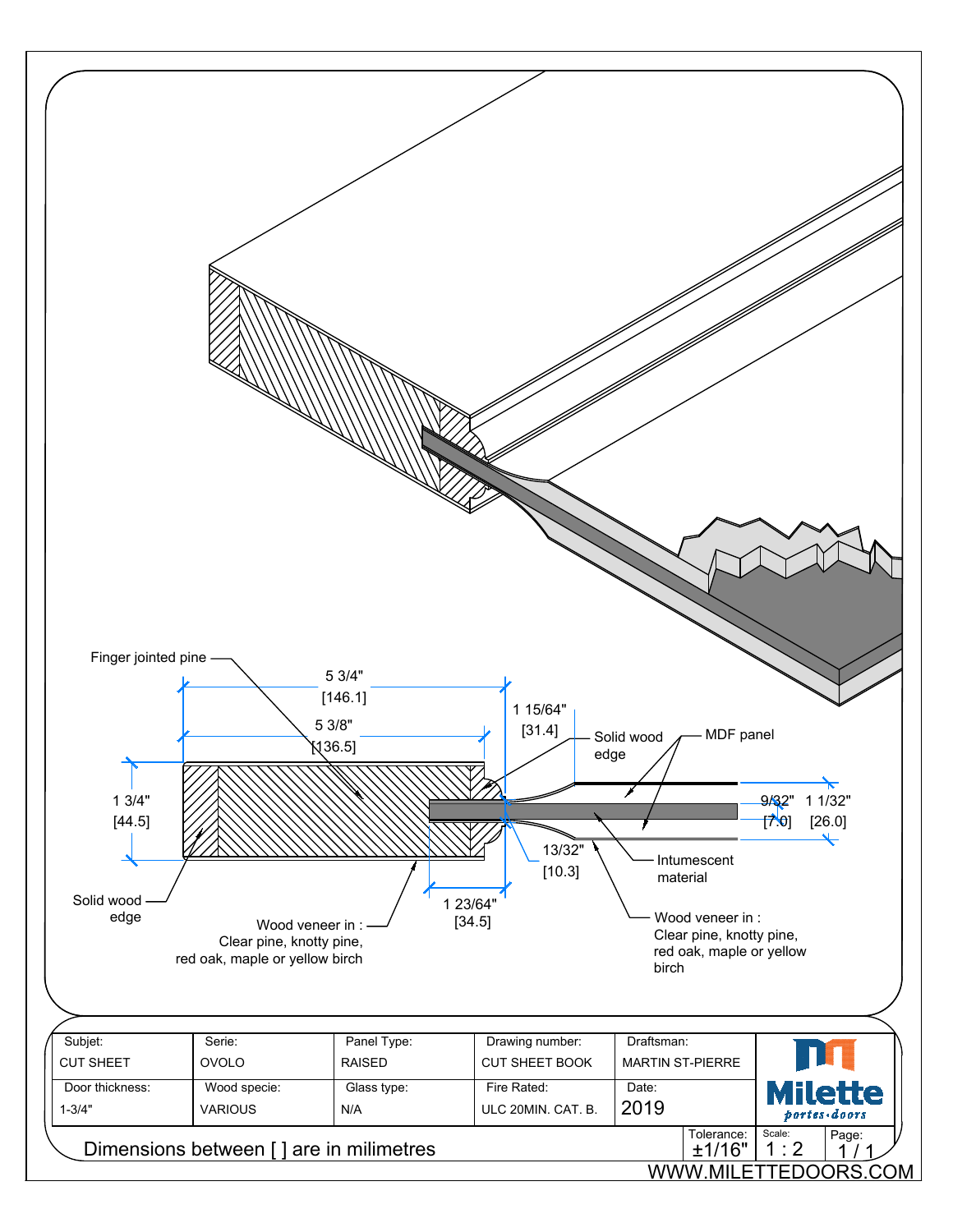Finger jointed pine

5 3/4"
[146.1]

5 3/8"
[136.5]

1 15/64"
[31.4]

Solid wood edge

MDF panel

1 3/4"
[44.5]

9/32"
[7.0]

1 1/32"
[26.0]

13/32"
[10.3]

Intumescent material

1 23/64"
[34.5]

Solid wood edge

Wood veneer in :
Clear pine, knotty pine,
red oak, maple or yellow birch

Wood veneer in :
Clear pine, knotty pine,
red oak, maple or yellow
birch

| Subjet: | Serie: | Panel Type: | Drawing number: | Draftsman: |
|---|---|---|---|---|
| CUT SHEET | OVOLO | RAISED | CUT SHEET BOOK | MARTIN ST-PIERRE |
| Door thickness: | Wood specie: | Glass type: | Fire Rated: | Date: |
| 1-3/4" | VARIOUS | N/A | ULC 20MIN. CAT. B. | 2019 |

Dimensions between [ ] are in milimetres

Tolerance: ±1/16"

Scale: 1 : 2

Page: 1 / 1

Milette portes·doors

WWW.MILETTEDOORS.COM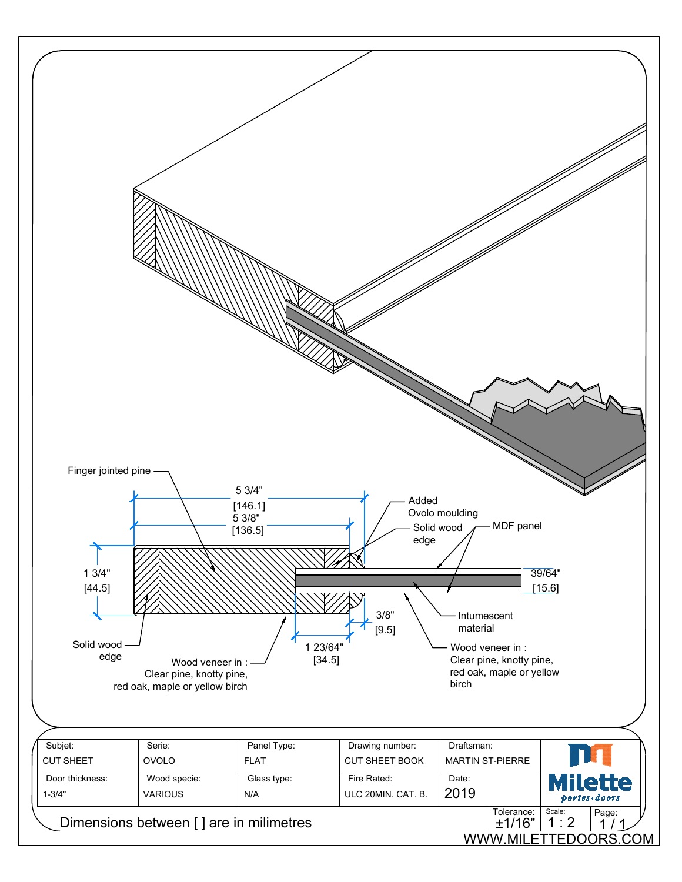Finger jointed pine

5 3/4"
[146.1]

5 3/8"
[136.5]

Added
Ovolo moulding

Solid wood
edge

MDF panel

1 3/4"
[44.5]

39/64"
[15.6]

3/8"
[9.5]

Intumescent
material

1 23/64"
[34.5]

Solid wood
edge

Wood veneer in :
Clear pine, knotty pine,
red oak, maple or yellow birch

Wood veneer in :
Clear pine, knotty pine,
red oak, maple or yellow
birch

| Subjet: | Serie: | Panel Type: | Drawing number: | Draftsman: |
| --- | --- | --- | --- | --- |
| CUT SHEET | OVOLO | FLAT | CUT SHEET BOOK | MARTIN ST-PIERRE |
| Door thickness: | Wood specie: | Glass type: | Fire Rated: | Date: |
| 1-3/4" | VARIOUS | N/A | ULC 20MIN. CAT. B. | 2019 |

Milette
portes·doors

Dimensions between [ ] are in milimetres

| Tolerance: | Scale: | Page: |
| --- | --- | --- |
| ±1/16" | 1 : 2 | 1 / 1 |

WWW.MILETTEDOORS.COM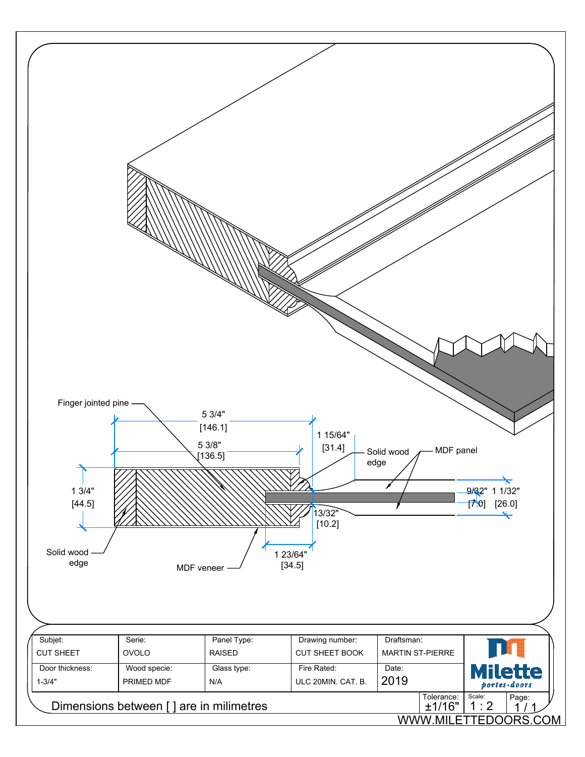Finger jointed pine

5 3/4"
[146.1]

5 3/8"
[136.5]

1 15/64"
[31.4]

Solid wood edge

MDF panel

1 3/4"
[44.5]

9/32"
[7.0]

1 1/32"
[26.0]

13/32"
[10.2]

Solid wood edge

MDF veneer

1 23/64"
[34.5]

| | | | | |
|---|---|---|---|---|
| Subjet: CUT SHEET | Serie: OVOLO | Panel Type: RAISED | Drawing number: CUT SHEET BOOK | Draftsman: MARTIN ST-PIERRE |
| Door thickness: 1-3/4" | Wood specie: PRIMED MDF | Glass type: N/A | Fire Rated: ULC 20MIN. CAT. B. | Date: 2019 |

Milette portes·doors

Dimensions between [ ] are in milimetres

Tolerance: ±1/16"

Scale: 1 : 2

Page: 1 / 1

WWW.MILETTEDOORS.COM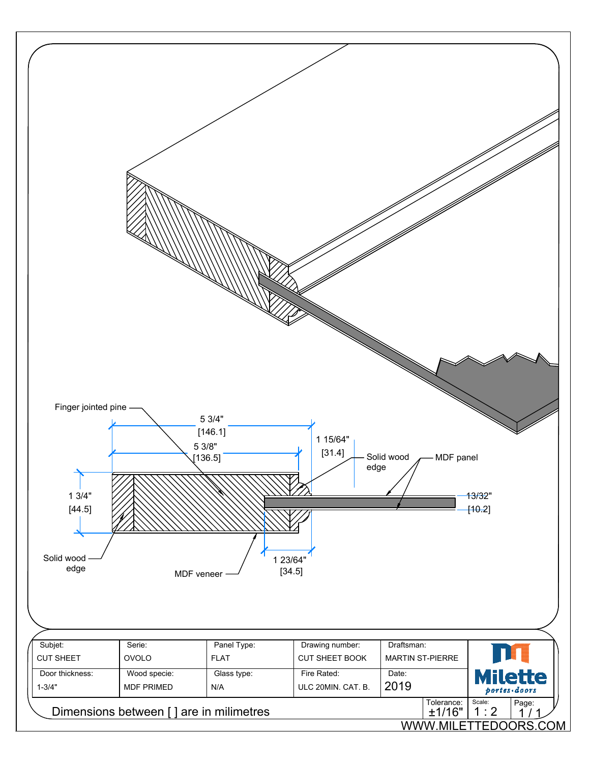Finger jointed pine

5 3/4"
[146.1]

5 3/8"
[136.5]

1 15/64"
[31.4]

Solid wood edge

MDF panel

1 3/4"
[44.5]

13/32"
[10.2]

Solid wood edge

MDF veneer

1 23/64"
[34.5]

| | | | | |
|---|---|---|---|---|
| Subjet: CUT SHEET | Serie: OVOLO | Panel Type: FLAT | Drawing number: CUT SHEET BOOK | Draftsman: MARTIN ST-PIERRE |
| Door thickness: 1-3/4" | Wood specie: MDF PRIMED | Glass type: N/A | Fire Rated: ULC 20MIN. CAT. B. | Date: 2019 |

Dimensions between [ ] are in milimetres

Tolerance: ±1/16"

Scale: 1 : 2

Page: 1 / 1

Milette portes·doors

WWW.MILETTEDOORS.COM